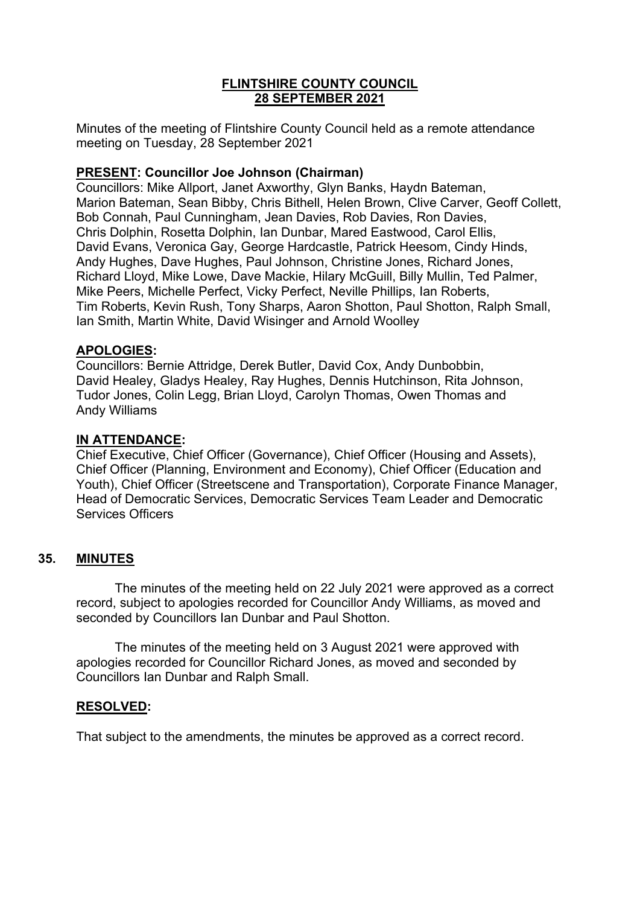# FLINTSHIRE COUNTY COUNCIL
## 28 SEPTEMBER 2021

Minutes of the meeting of Flintshire County Council held as a remote attendance meeting on Tuesday, 28 September 2021

**PRESENT: Councillor Joe Johnson (Chairman)**
Councillors: Mike Allport, Janet Axworthy, Glyn Banks, Haydn Bateman, Marion Bateman, Sean Bibby, Chris Bithell, Helen Brown, Clive Carver, Geoff Collett, Bob Connah, Paul Cunningham, Jean Davies, Rob Davies, Ron Davies, Chris Dolphin, Rosetta Dolphin, Ian Dunbar, Mared Eastwood, Carol Ellis, David Evans, Veronica Gay, George Hardcastle, Patrick Heesom, Cindy Hinds, Andy Hughes, Dave Hughes, Paul Johnson, Christine Jones, Richard Jones, Richard Lloyd, Mike Lowe, Dave Mackie, Hilary McGuill, Billy Mullin, Ted Palmer, Mike Peers, Michelle Perfect, Vicky Perfect, Neville Phillips, Ian Roberts, Tim Roberts, Kevin Rush, Tony Sharps, Aaron Shotton, Paul Shotton, Ralph Small, Ian Smith, Martin White, David Wisinger and Arnold Woolley

**APOLOGIES:**
Councillors: Bernie Attridge, Derek Butler, David Cox, Andy Dunbobbin, David Healey, Gladys Healey, Ray Hughes, Dennis Hutchinson, Rita Johnson, Tudor Jones, Colin Legg, Brian Lloyd, Carolyn Thomas, Owen Thomas and Andy Williams

**IN ATTENDANCE:**
Chief Executive, Chief Officer (Governance), Chief Officer (Housing and Assets), Chief Officer (Planning, Environment and Economy), Chief Officer (Education and Youth), Chief Officer (Streetscene and Transportation), Corporate Finance Manager, Head of Democratic Services, Democratic Services Team Leader and Democratic Services Officers

## 35. MINUTES

The minutes of the meeting held on 22 July 2021 were approved as a correct record, subject to apologies recorded for Councillor Andy Williams, as moved and seconded by Councillors Ian Dunbar and Paul Shotton.

The minutes of the meeting held on 3 August 2021 were approved with apologies recorded for Councillor Richard Jones, as moved and seconded by Councillors Ian Dunbar and Ralph Small.

**RESOLVED:**

That subject to the amendments, the minutes be approved as a correct record.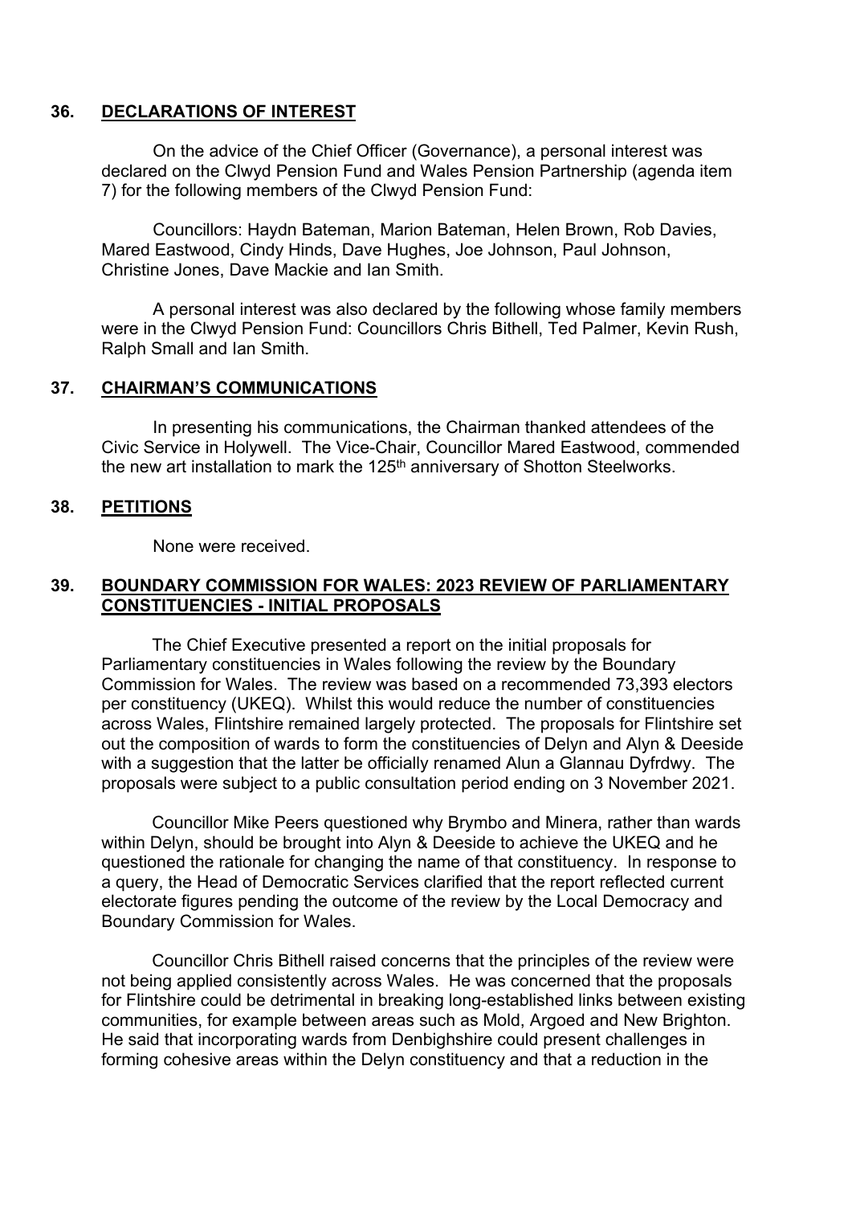## 36. DECLARATIONS OF INTEREST

On the advice of the Chief Officer (Governance), a personal interest was declared on the Clwyd Pension Fund and Wales Pension Partnership (agenda item 7) for the following members of the Clwyd Pension Fund:

Councillors: Haydn Bateman, Marion Bateman, Helen Brown, Rob Davies, Mared Eastwood, Cindy Hinds, Dave Hughes, Joe Johnson, Paul Johnson, Christine Jones, Dave Mackie and Ian Smith.

A personal interest was also declared by the following whose family members were in the Clwyd Pension Fund: Councillors Chris Bithell, Ted Palmer, Kevin Rush, Ralph Small and Ian Smith.

## 37. CHAIRMAN'S COMMUNICATIONS

In presenting his communications, the Chairman thanked attendees of the Civic Service in Holywell. The Vice-Chair, Councillor Mared Eastwood, commended the new art installation to mark the 125th anniversary of Shotton Steelworks.

## 38. PETITIONS

None were received.

## 39. BOUNDARY COMMISSION FOR WALES: 2023 REVIEW OF PARLIAMENTARY CONSTITUENCIES - INITIAL PROPOSALS

The Chief Executive presented a report on the initial proposals for Parliamentary constituencies in Wales following the review by the Boundary Commission for Wales. The review was based on a recommended 73,393 electors per constituency (UKEQ). Whilst this would reduce the number of constituencies across Wales, Flintshire remained largely protected. The proposals for Flintshire set out the composition of wards to form the constituencies of Delyn and Alyn & Deeside with a suggestion that the latter be officially renamed Alun a Glannau Dyfrdwy. The proposals were subject to a public consultation period ending on 3 November 2021.

Councillor Mike Peers questioned why Brymbo and Minera, rather than wards within Delyn, should be brought into Alyn & Deeside to achieve the UKEQ and he questioned the rationale for changing the name of that constituency. In response to a query, the Head of Democratic Services clarified that the report reflected current electorate figures pending the outcome of the review by the Local Democracy and Boundary Commission for Wales.

Councillor Chris Bithell raised concerns that the principles of the review were not being applied consistently across Wales. He was concerned that the proposals for Flintshire could be detrimental in breaking long-established links between existing communities, for example between areas such as Mold, Argoed and New Brighton. He said that incorporating wards from Denbighshire could present challenges in forming cohesive areas within the Delyn constituency and that a reduction in the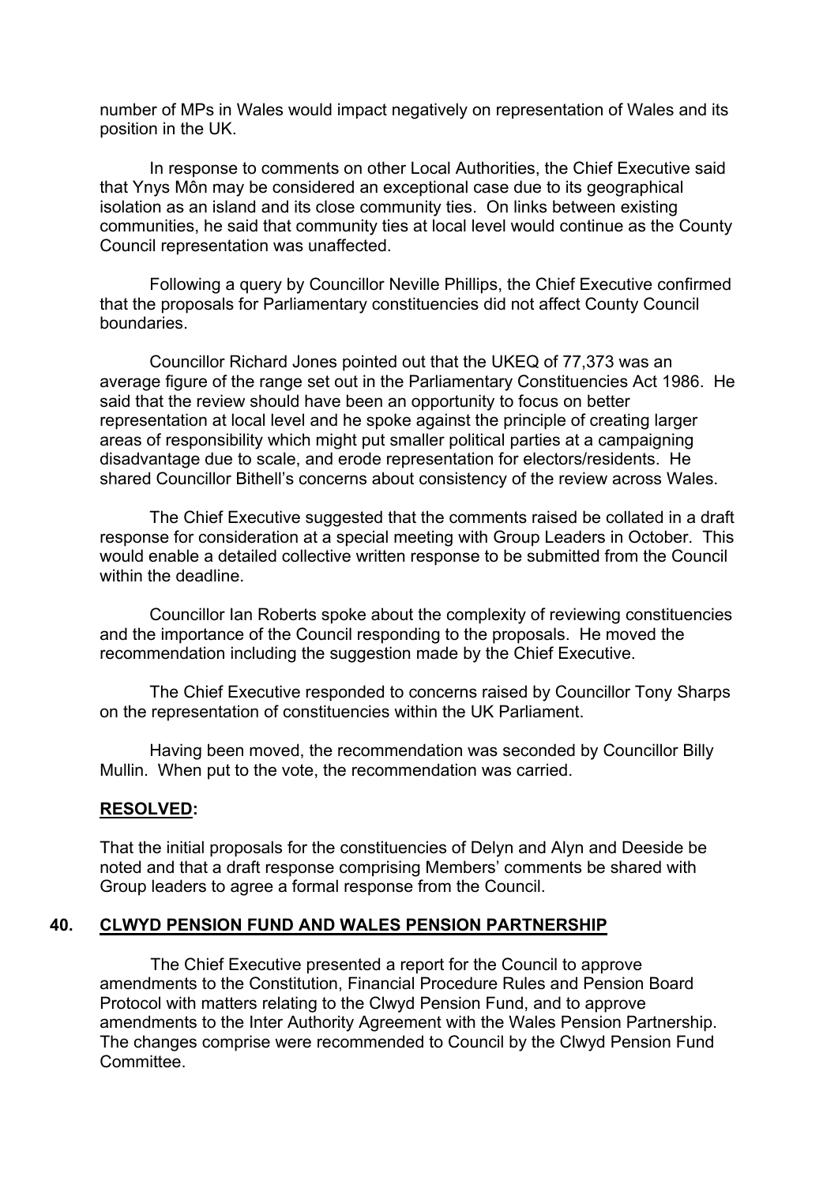number of MPs in Wales would impact negatively on representation of Wales and its position in the UK.

In response to comments on other Local Authorities, the Chief Executive said that Ynys Môn may be considered an exceptional case due to its geographical isolation as an island and its close community ties. On links between existing communities, he said that community ties at local level would continue as the County Council representation was unaffected.

Following a query by Councillor Neville Phillips, the Chief Executive confirmed that the proposals for Parliamentary constituencies did not affect County Council boundaries.

Councillor Richard Jones pointed out that the UKEQ of 77,373 was an average figure of the range set out in the Parliamentary Constituencies Act 1986. He said that the review should have been an opportunity to focus on better representation at local level and he spoke against the principle of creating larger areas of responsibility which might put smaller political parties at a campaigning disadvantage due to scale, and erode representation for electors/residents. He shared Councillor Bithell's concerns about consistency of the review across Wales.

The Chief Executive suggested that the comments raised be collated in a draft response for consideration at a special meeting with Group Leaders in October. This would enable a detailed collective written response to be submitted from the Council within the deadline.

Councillor Ian Roberts spoke about the complexity of reviewing constituencies and the importance of the Council responding to the proposals. He moved the recommendation including the suggestion made by the Chief Executive.

The Chief Executive responded to concerns raised by Councillor Tony Sharps on the representation of constituencies within the UK Parliament.

Having been moved, the recommendation was seconded by Councillor Billy Mullin. When put to the vote, the recommendation was carried.

**RESOLVED:**

That the initial proposals for the constituencies of Delyn and Alyn and Deeside be noted and that a draft response comprising Members' comments be shared with Group leaders to agree a formal response from the Council.

## 40. CLWYD PENSION FUND AND WALES PENSION PARTNERSHIP

The Chief Executive presented a report for the Council to approve amendments to the Constitution, Financial Procedure Rules and Pension Board Protocol with matters relating to the Clwyd Pension Fund, and to approve amendments to the Inter Authority Agreement with the Wales Pension Partnership. The changes comprise were recommended to Council by the Clwyd Pension Fund Committee.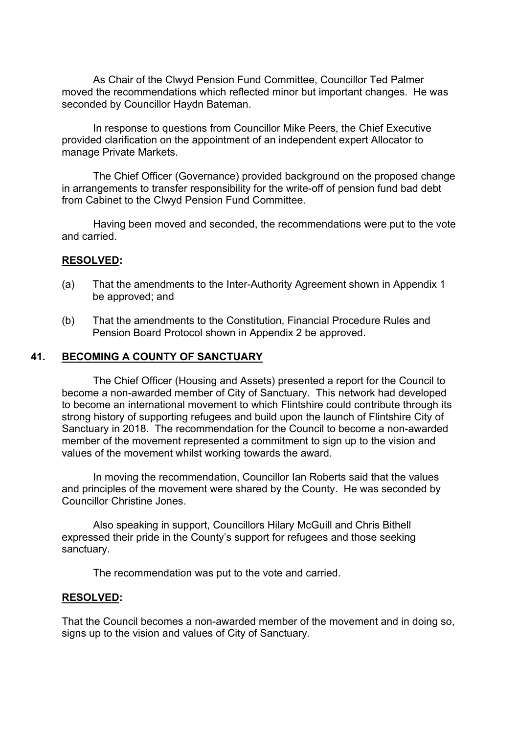As Chair of the Clwyd Pension Fund Committee, Councillor Ted Palmer moved the recommendations which reflected minor but important changes. He was seconded by Councillor Haydn Bateman.

In response to questions from Councillor Mike Peers, the Chief Executive provided clarification on the appointment of an independent expert Allocator to manage Private Markets.

The Chief Officer (Governance) provided background on the proposed change in arrangements to transfer responsibility for the write-off of pension fund bad debt from Cabinet to the Clwyd Pension Fund Committee.

Having been moved and seconded, the recommendations were put to the vote and carried.

**RESOLVED:**

(a) That the amendments to the Inter-Authority Agreement shown in Appendix 1 be approved; and

(b) That the amendments to the Constitution, Financial Procedure Rules and Pension Board Protocol shown in Appendix 2 be approved.

## 41. BECOMING A COUNTY OF SANCTUARY

The Chief Officer (Housing and Assets) presented a report for the Council to become a non-awarded member of City of Sanctuary. This network had developed to become an international movement to which Flintshire could contribute through its strong history of supporting refugees and build upon the launch of Flintshire City of Sanctuary in 2018. The recommendation for the Council to become a non-awarded member of the movement represented a commitment to sign up to the vision and values of the movement whilst working towards the award.

In moving the recommendation, Councillor Ian Roberts said that the values and principles of the movement were shared by the County. He was seconded by Councillor Christine Jones.

Also speaking in support, Councillors Hilary McGuill and Chris Bithell expressed their pride in the County's support for refugees and those seeking sanctuary.

The recommendation was put to the vote and carried.

**RESOLVED:**

That the Council becomes a non-awarded member of the movement and in doing so, signs up to the vision and values of City of Sanctuary.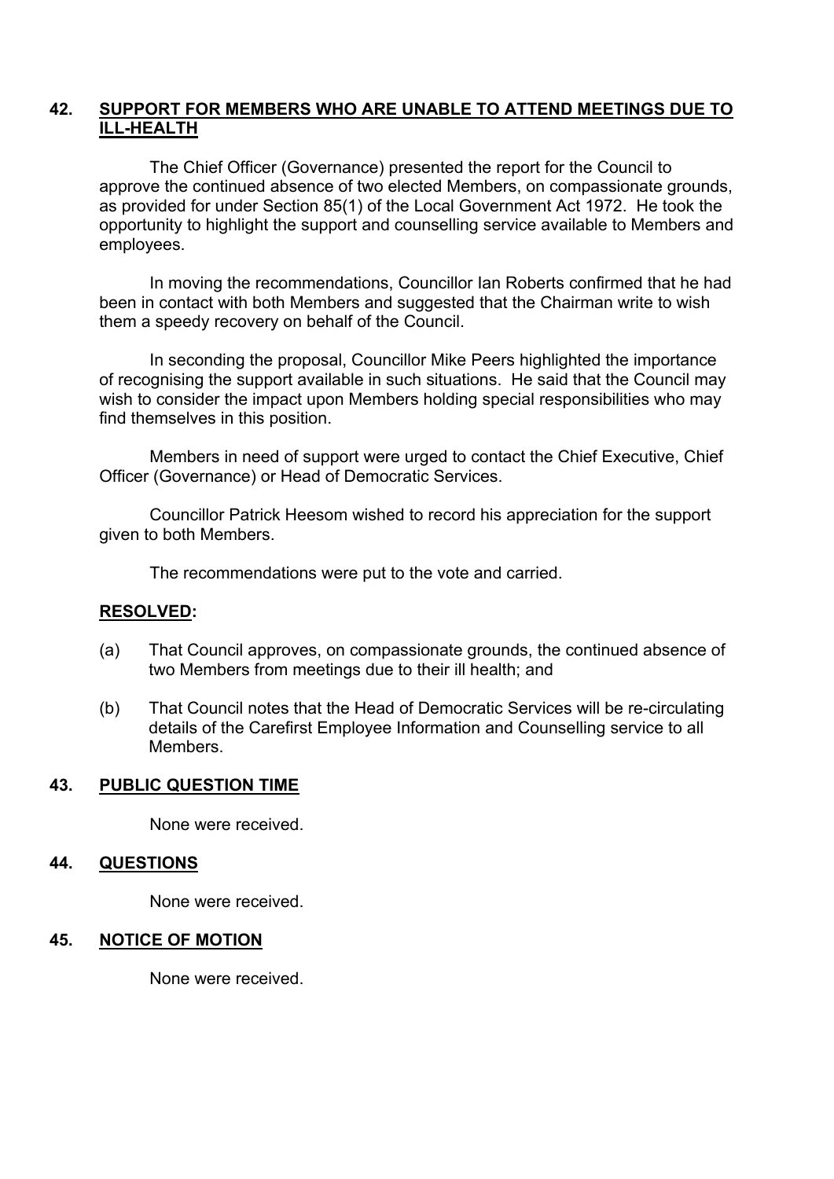## 42. SUPPORT FOR MEMBERS WHO ARE UNABLE TO ATTEND MEETINGS DUE TO ILL-HEALTH

The Chief Officer (Governance) presented the report for the Council to approve the continued absence of two elected Members, on compassionate grounds, as provided for under Section 85(1) of the Local Government Act 1972. He took the opportunity to highlight the support and counselling service available to Members and employees.

In moving the recommendations, Councillor Ian Roberts confirmed that he had been in contact with both Members and suggested that the Chairman write to wish them a speedy recovery on behalf of the Council.

In seconding the proposal, Councillor Mike Peers highlighted the importance of recognising the support available in such situations. He said that the Council may wish to consider the impact upon Members holding special responsibilities who may find themselves in this position.

Members in need of support were urged to contact the Chief Executive, Chief Officer (Governance) or Head of Democratic Services.

Councillor Patrick Heesom wished to record his appreciation for the support given to both Members.

The recommendations were put to the vote and carried.

**RESOLVED:**

(a) That Council approves, on compassionate grounds, the continued absence of two Members from meetings due to their ill health; and

(b) That Council notes that the Head of Democratic Services will be re-circulating details of the Carefirst Employee Information and Counselling service to all Members.

## 43. PUBLIC QUESTION TIME

None were received.

## 44. QUESTIONS

None were received.

## 45. NOTICE OF MOTION

None were received.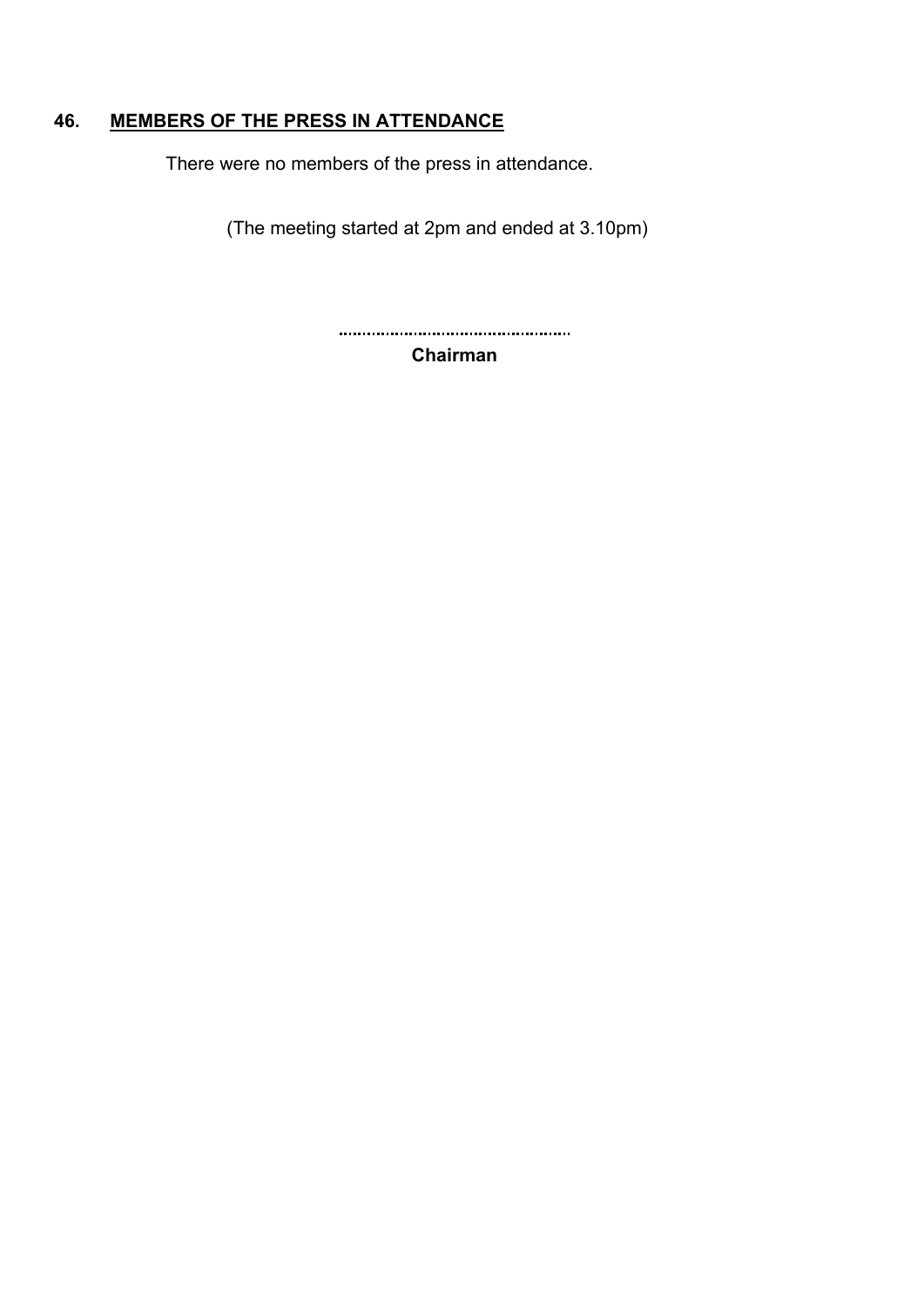## 46. MEMBERS OF THE PRESS IN ATTENDANCE

There were no members of the press in attendance.

(The meeting started at 2pm and ended at 3.10pm)

..................................................

**Chairman**